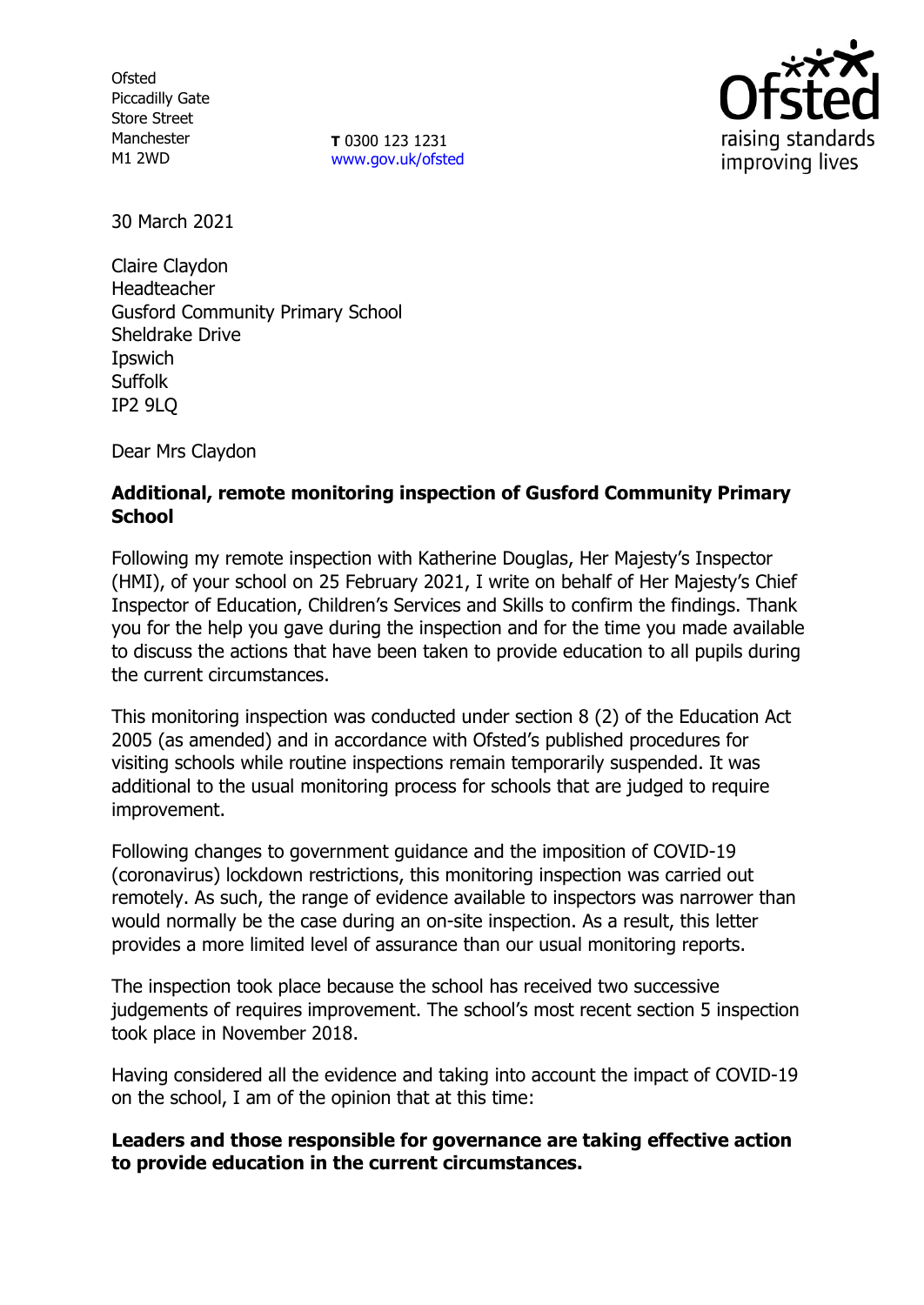Ofsted
Piccadilly Gate
Store Street
Manchester
M1 2WD

**T** 0300 123 1231
www.gov.uk/ofsted

30 March 2021

Claire Claydon
Headteacher
Gusford Community Primary School
Sheldrake Drive
Ipswich
Suffolk
IP2 9LQ

Dear Mrs Claydon

**Additional, remote monitoring inspection of Gusford Community Primary School**

Following my remote inspection with Katherine Douglas, Her Majesty's Inspector (HMI), of your school on 25 February 2021, I write on behalf of Her Majesty's Chief Inspector of Education, Children's Services and Skills to confirm the findings. Thank you for the help you gave during the inspection and for the time you made available to discuss the actions that have been taken to provide education to all pupils during the current circumstances.

This monitoring inspection was conducted under section 8 (2) of the Education Act 2005 (as amended) and in accordance with Ofsted's published procedures for visiting schools while routine inspections remain temporarily suspended. It was additional to the usual monitoring process for schools that are judged to require improvement.

Following changes to government guidance and the imposition of COVID-19 (coronavirus) lockdown restrictions, this monitoring inspection was carried out remotely. As such, the range of evidence available to inspectors was narrower than would normally be the case during an on-site inspection. As a result, this letter provides a more limited level of assurance than our usual monitoring reports.

The inspection took place because the school has received two successive judgements of requires improvement. The school's most recent section 5 inspection took place in November 2018.

Having considered all the evidence and taking into account the impact of COVID-19 on the school, I am of the opinion that at this time:

**Leaders and those responsible for governance are taking effective action to provide education in the current circumstances.**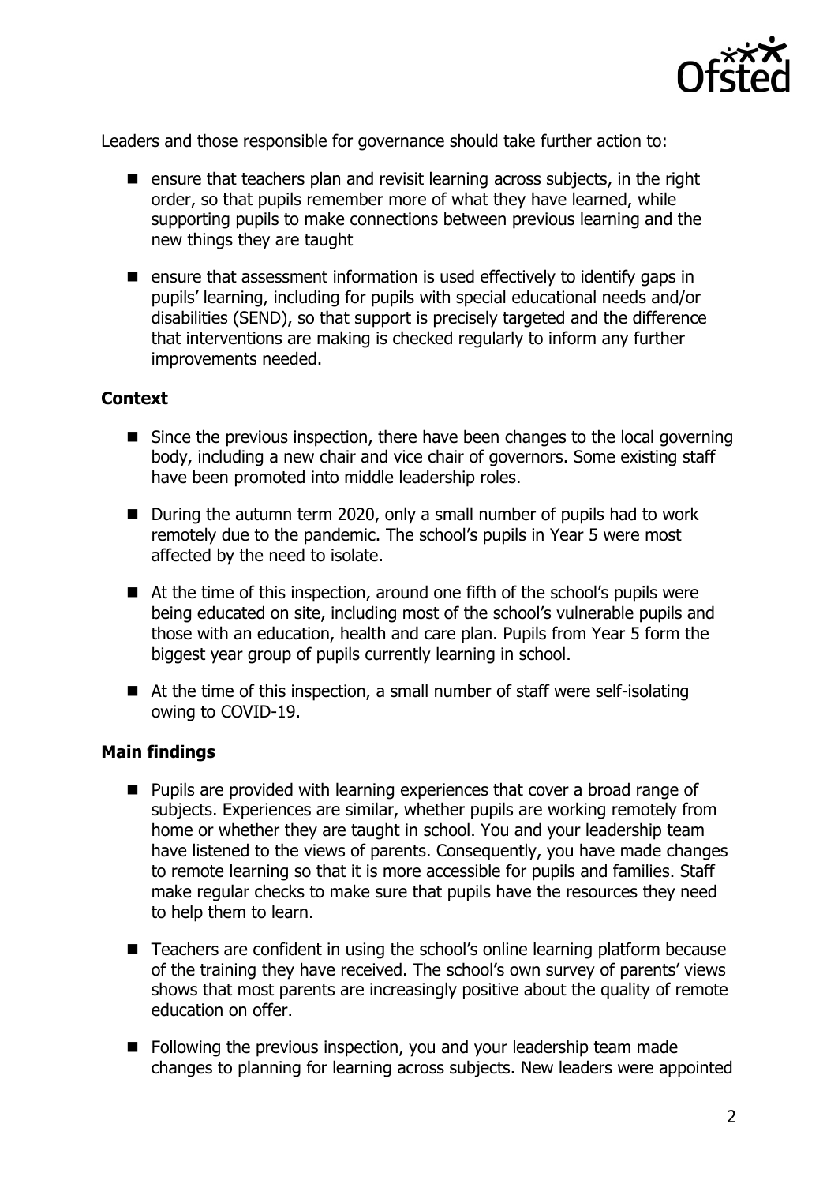Leaders and those responsible for governance should take further action to:

- ensure that teachers plan and revisit learning across subjects, in the right order, so that pupils remember more of what they have learned, while supporting pupils to make connections between previous learning and the new things they are taught
- ensure that assessment information is used effectively to identify gaps in pupils' learning, including for pupils with special educational needs and/or disabilities (SEND), so that support is precisely targeted and the difference that interventions are making is checked regularly to inform any further improvements needed.

### Context

- Since the previous inspection, there have been changes to the local governing body, including a new chair and vice chair of governors. Some existing staff have been promoted into middle leadership roles.
- During the autumn term 2020, only a small number of pupils had to work remotely due to the pandemic. The school's pupils in Year 5 were most affected by the need to isolate.
- At the time of this inspection, around one fifth of the school's pupils were being educated on site, including most of the school's vulnerable pupils and those with an education, health and care plan. Pupils from Year 5 form the biggest year group of pupils currently learning in school.
- At the time of this inspection, a small number of staff were self-isolating owing to COVID-19.

### Main findings

- Pupils are provided with learning experiences that cover a broad range of subjects. Experiences are similar, whether pupils are working remotely from home or whether they are taught in school. You and your leadership team have listened to the views of parents. Consequently, you have made changes to remote learning so that it is more accessible for pupils and families. Staff make regular checks to make sure that pupils have the resources they need to help them to learn.
- Teachers are confident in using the school's online learning platform because of the training they have received. The school's own survey of parents' views shows that most parents are increasingly positive about the quality of remote education on offer.
- Following the previous inspection, you and your leadership team made changes to planning for learning across subjects. New leaders were appointed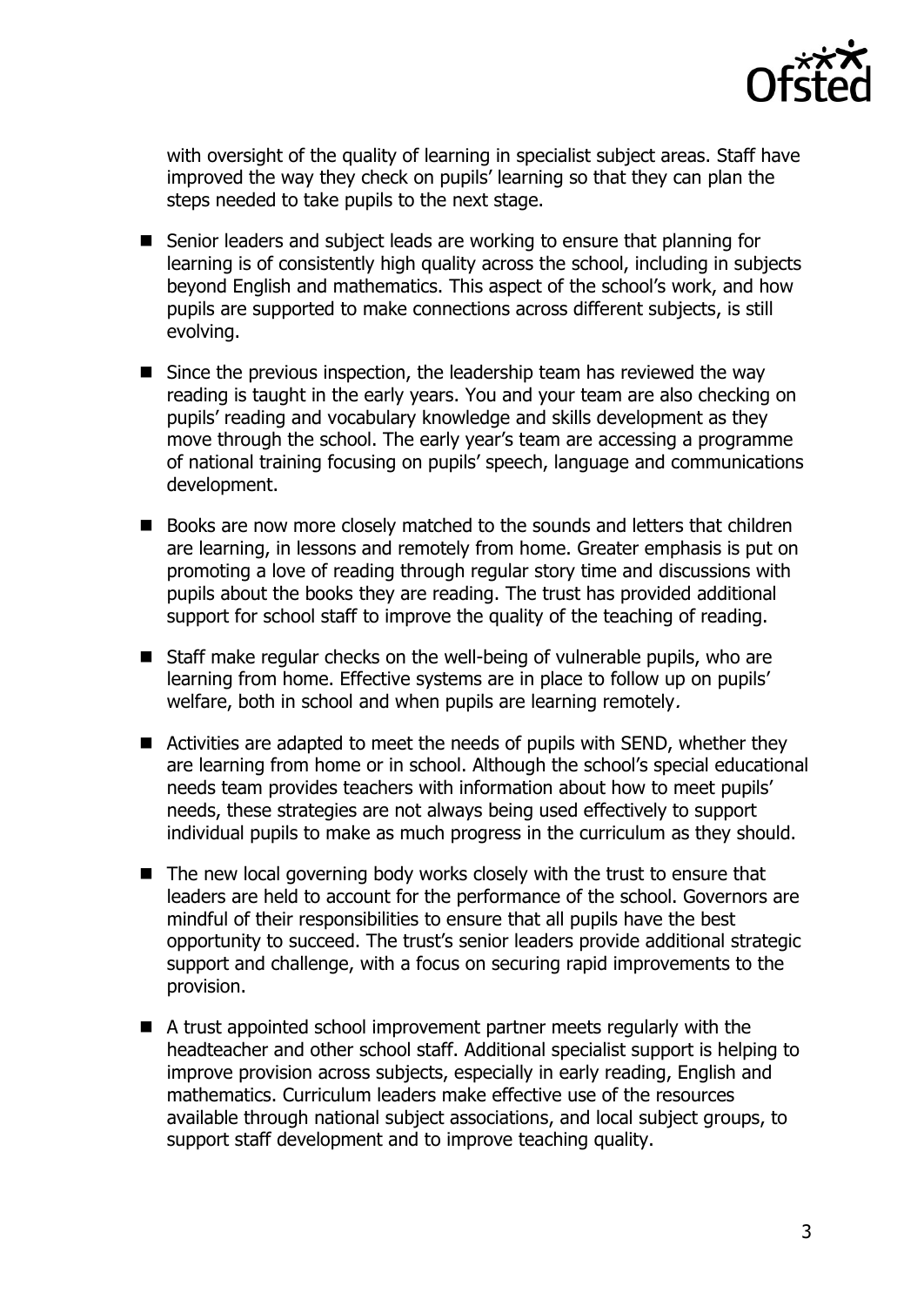with oversight of the quality of learning in specialist subject areas. Staff have improved the way they check on pupils' learning so that they can plan the steps needed to take pupils to the next stage.

- Senior leaders and subject leads are working to ensure that planning for learning is of consistently high quality across the school, including in subjects beyond English and mathematics. This aspect of the school's work, and how pupils are supported to make connections across different subjects, is still evolving.
- Since the previous inspection, the leadership team has reviewed the way reading is taught in the early years. You and your team are also checking on pupils' reading and vocabulary knowledge and skills development as they move through the school. The early year's team are accessing a programme of national training focusing on pupils' speech, language and communications development.
- Books are now more closely matched to the sounds and letters that children are learning, in lessons and remotely from home. Greater emphasis is put on promoting a love of reading through regular story time and discussions with pupils about the books they are reading. The trust has provided additional support for school staff to improve the quality of the teaching of reading.
- Staff make regular checks on the well-being of vulnerable pupils, who are learning from home. Effective systems are in place to follow up on pupils' welfare, both in school and when pupils are learning remotely.
- Activities are adapted to meet the needs of pupils with SEND, whether they are learning from home or in school. Although the school's special educational needs team provides teachers with information about how to meet pupils' needs, these strategies are not always being used effectively to support individual pupils to make as much progress in the curriculum as they should.
- The new local governing body works closely with the trust to ensure that leaders are held to account for the performance of the school. Governors are mindful of their responsibilities to ensure that all pupils have the best opportunity to succeed. The trust's senior leaders provide additional strategic support and challenge, with a focus on securing rapid improvements to the provision.
- A trust appointed school improvement partner meets regularly with the headteacher and other school staff. Additional specialist support is helping to improve provision across subjects, especially in early reading, English and mathematics. Curriculum leaders make effective use of the resources available through national subject associations, and local subject groups, to support staff development and to improve teaching quality.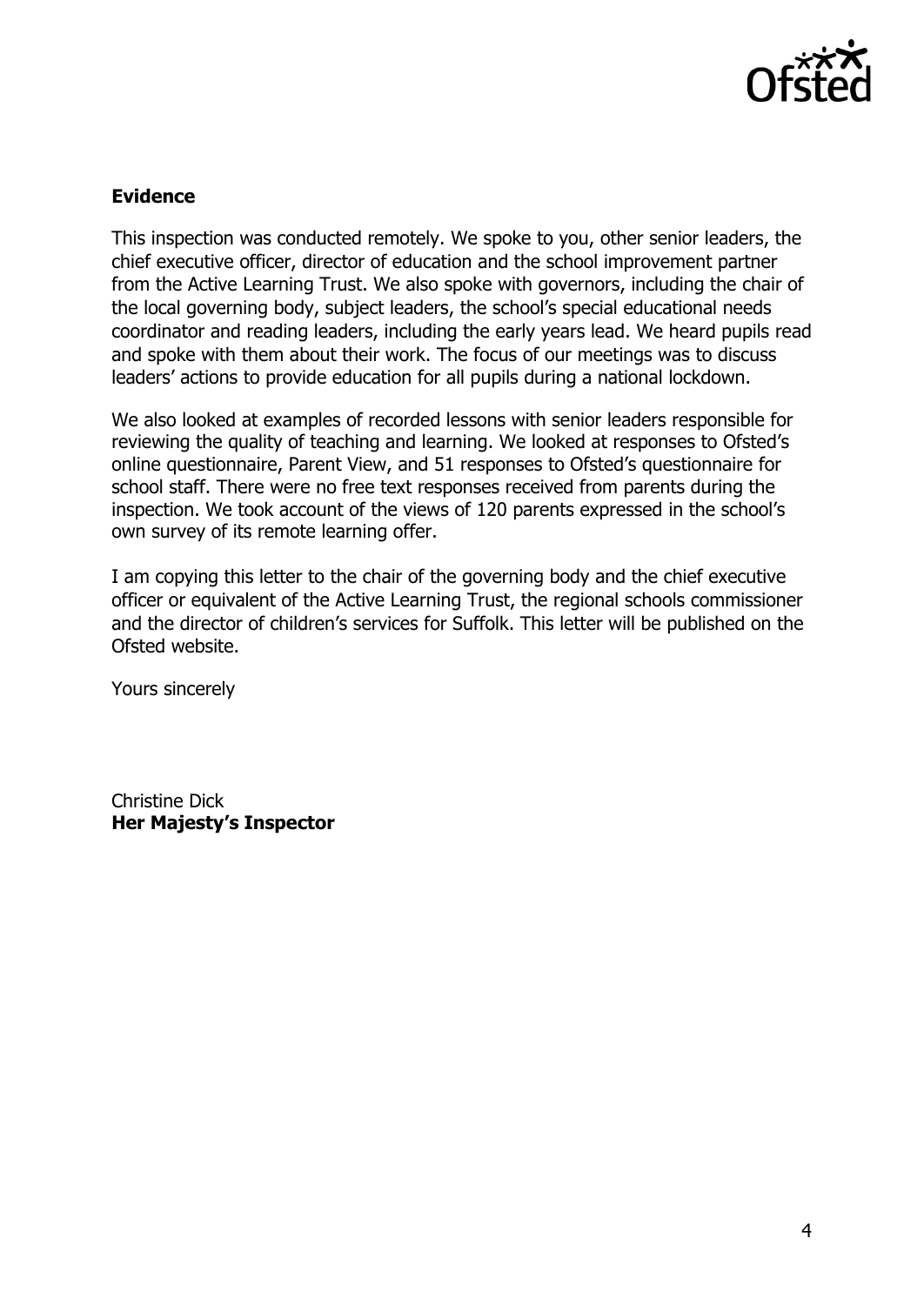**Evidence**

This inspection was conducted remotely. We spoke to you, other senior leaders, the chief executive officer, director of education and the school improvement partner from the Active Learning Trust. We also spoke with governors, including the chair of the local governing body, subject leaders, the school's special educational needs coordinator and reading leaders, including the early years lead. We heard pupils read and spoke with them about their work. The focus of our meetings was to discuss leaders' actions to provide education for all pupils during a national lockdown.

We also looked at examples of recorded lessons with senior leaders responsible for reviewing the quality of teaching and learning. We looked at responses to Ofsted's online questionnaire, Parent View, and 51 responses to Ofsted's questionnaire for school staff. There were no free text responses received from parents during the inspection. We took account of the views of 120 parents expressed in the school's own survey of its remote learning offer.

I am copying this letter to the chair of the governing body and the chief executive officer or equivalent of the Active Learning Trust, the regional schools commissioner and the director of children's services for Suffolk. This letter will be published on the Ofsted website.

Yours sincerely

Christine Dick
**Her Majesty's Inspector**